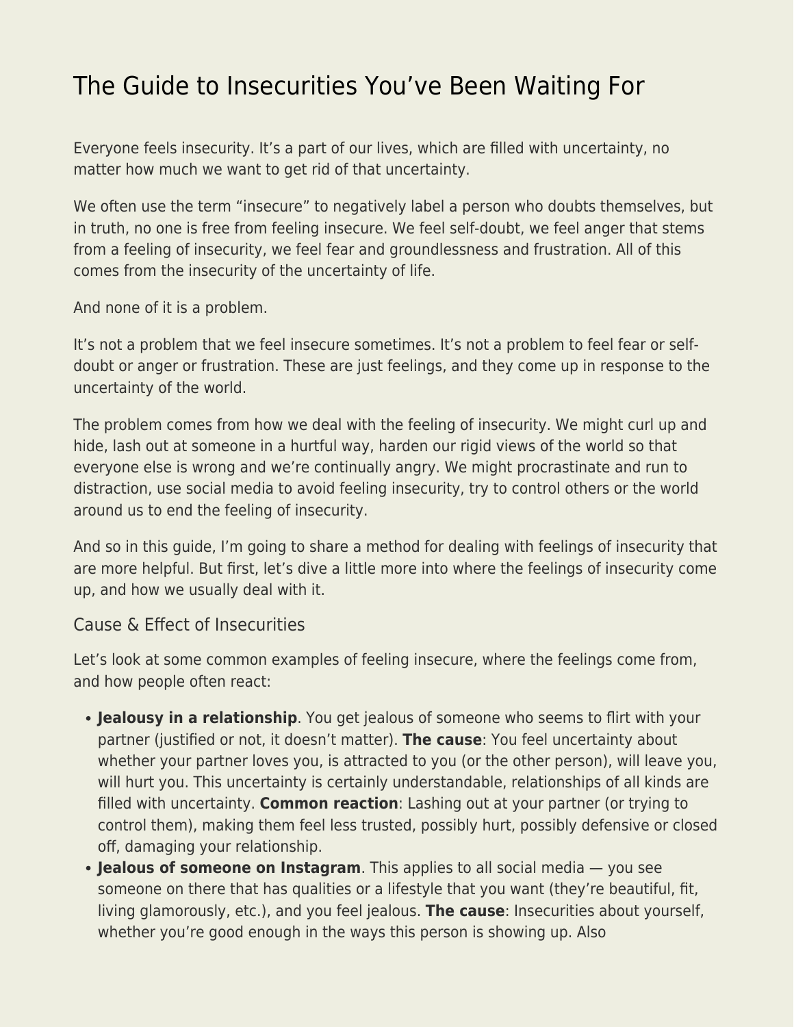# The Guide to Insecurities You've Been Waiting For

Everyone feels insecurity. It's a part of our lives, which are filled with uncertainty, no matter how much we want to get rid of that uncertainty.

We often use the term "insecure" to negatively label a person who doubts themselves, but in truth, no one is free from feeling insecure. We feel self-doubt, we feel anger that stems from a feeling of insecurity, we feel fear and groundlessness and frustration. All of this comes from the insecurity of the uncertainty of life.

And none of it is a problem.

It's not a problem that we feel insecure sometimes. It's not a problem to feel fear or self-doubt or anger or frustration. These are just feelings, and they come up in response to the uncertainty of the world.

The problem comes from how we deal with the feeling of insecurity. We might curl up and hide, lash out at someone in a hurtful way, harden our rigid views of the world so that everyone else is wrong and we're continually angry. We might procrastinate and run to distraction, use social media to avoid feeling insecurity, try to control others or the world around us to end the feeling of insecurity.

And so in this guide, I'm going to share a method for dealing with feelings of insecurity that are more helpful. But first, let's dive a little more into where the feelings of insecurity come up, and how we usually deal with it.

## Cause & Effect of Insecurities

Let's look at some common examples of feeling insecure, where the feelings come from, and how people often react:

- **Jealousy in a relationship**. You get jealous of someone who seems to flirt with your partner (justified or not, it doesn't matter). **The cause**: You feel uncertainty about whether your partner loves you, is attracted to you (or the other person), will leave you, will hurt you. This uncertainty is certainly understandable, relationships of all kinds are filled with uncertainty. **Common reaction**: Lashing out at your partner (or trying to control them), making them feel less trusted, possibly hurt, possibly defensive or closed off, damaging your relationship.
- **Jealous of someone on Instagram**. This applies to all social media — you see someone on there that has qualities or a lifestyle that you want (they're beautiful, fit, living glamorously, etc.), and you feel jealous. **The cause**: Insecurities about yourself, whether you're good enough in the ways this person is showing up. Also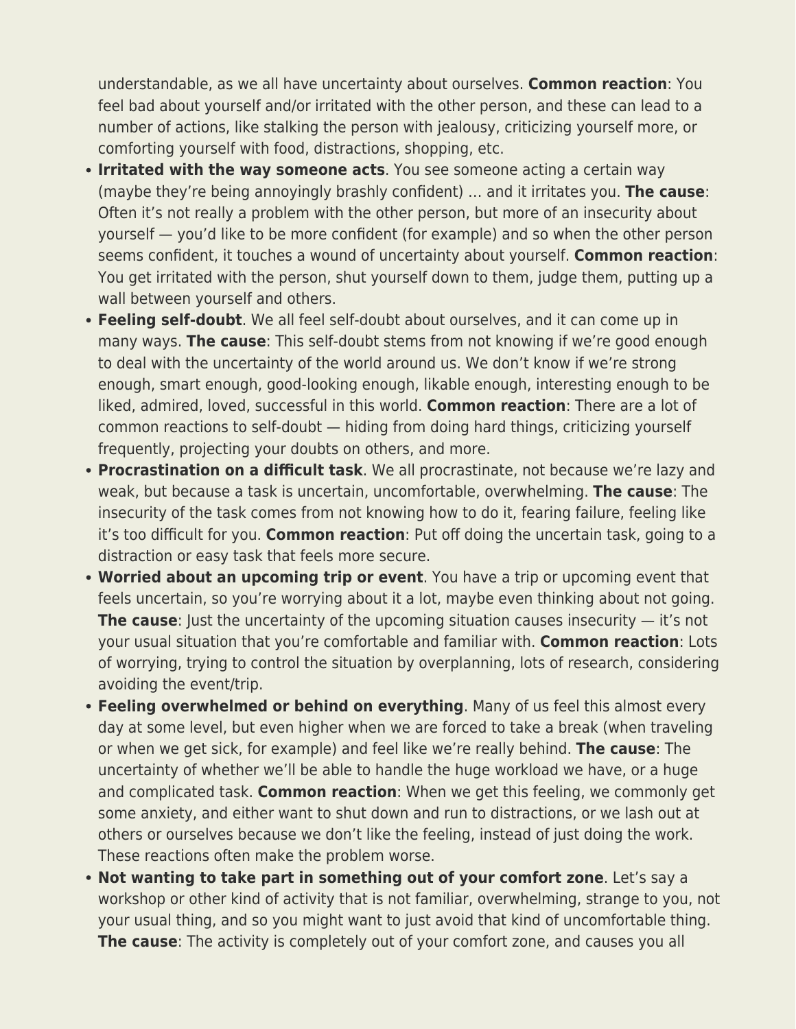understandable, as we all have uncertainty about ourselves. **Common reaction**: You feel bad about yourself and/or irritated with the other person, and these can lead to a number of actions, like stalking the person with jealousy, criticizing yourself more, or comforting yourself with food, distractions, shopping, etc.

- **Irritated with the way someone acts**. You see someone acting a certain way (maybe they're being annoyingly brashly confident) … and it irritates you. **The cause**: Often it's not really a problem with the other person, but more of an insecurity about yourself — you'd like to be more confident (for example) and so when the other person seems confident, it touches a wound of uncertainty about yourself. **Common reaction**: You get irritated with the person, shut yourself down to them, judge them, putting up a wall between yourself and others.
- **Feeling self-doubt**. We all feel self-doubt about ourselves, and it can come up in many ways. **The cause**: This self-doubt stems from not knowing if we're good enough to deal with the uncertainty of the world around us. We don't know if we're strong enough, smart enough, good-looking enough, likable enough, interesting enough to be liked, admired, loved, successful in this world. **Common reaction**: There are a lot of common reactions to self-doubt — hiding from doing hard things, criticizing yourself frequently, projecting your doubts on others, and more.
- **Procrastination on a difficult task**. We all procrastinate, not because we're lazy and weak, but because a task is uncertain, uncomfortable, overwhelming. **The cause**: The insecurity of the task comes from not knowing how to do it, fearing failure, feeling like it's too difficult for you. **Common reaction**: Put off doing the uncertain task, going to a distraction or easy task that feels more secure.
- **Worried about an upcoming trip or event**. You have a trip or upcoming event that feels uncertain, so you're worrying about it a lot, maybe even thinking about not going. **The cause**: Just the uncertainty of the upcoming situation causes insecurity — it's not your usual situation that you're comfortable and familiar with. **Common reaction**: Lots of worrying, trying to control the situation by overplanning, lots of research, considering avoiding the event/trip.
- **Feeling overwhelmed or behind on everything**. Many of us feel this almost every day at some level, but even higher when we are forced to take a break (when traveling or when we get sick, for example) and feel like we're really behind. **The cause**: The uncertainty of whether we'll be able to handle the huge workload we have, or a huge and complicated task. **Common reaction**: When we get this feeling, we commonly get some anxiety, and either want to shut down and run to distractions, or we lash out at others or ourselves because we don't like the feeling, instead of just doing the work. These reactions often make the problem worse.
- **Not wanting to take part in something out of your comfort zone**. Let's say a workshop or other kind of activity that is not familiar, overwhelming, strange to you, not your usual thing, and so you might want to just avoid that kind of uncomfortable thing. **The cause**: The activity is completely out of your comfort zone, and causes you all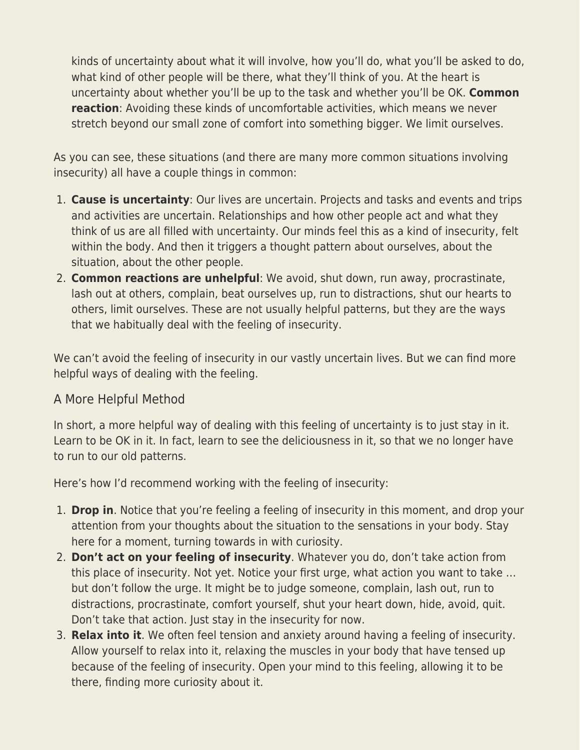kinds of uncertainty about what it will involve, how you'll do, what you'll be asked to do, what kind of other people will be there, what they'll think of you. At the heart is uncertainty about whether you'll be up to the task and whether you'll be OK. **Common reaction**: Avoiding these kinds of uncomfortable activities, which means we never stretch beyond our small zone of comfort into something bigger. We limit ourselves.

As you can see, these situations (and there are many more common situations involving insecurity) all have a couple things in common:

1. **Cause is uncertainty**: Our lives are uncertain. Projects and tasks and events and trips and activities are uncertain. Relationships and how other people act and what they think of us are all filled with uncertainty. Our minds feel this as a kind of insecurity, felt within the body. And then it triggers a thought pattern about ourselves, about the situation, about the other people.
2. **Common reactions are unhelpful**: We avoid, shut down, run away, procrastinate, lash out at others, complain, beat ourselves up, run to distractions, shut our hearts to others, limit ourselves. These are not usually helpful patterns, but they are the ways that we habitually deal with the feeling of insecurity.

We can't avoid the feeling of insecurity in our vastly uncertain lives. But we can find more helpful ways of dealing with the feeling.

### A More Helpful Method

In short, a more helpful way of dealing with this feeling of uncertainty is to just stay in it. Learn to be OK in it. In fact, learn to see the deliciousness in it, so that we no longer have to run to our old patterns.

Here's how I'd recommend working with the feeling of insecurity:

1. **Drop in**. Notice that you're feeling a feeling of insecurity in this moment, and drop your attention from your thoughts about the situation to the sensations in your body. Stay here for a moment, turning towards in with curiosity.
2. **Don't act on your feeling of insecurity**. Whatever you do, don't take action from this place of insecurity. Not yet. Notice your first urge, what action you want to take … but don't follow the urge. It might be to judge someone, complain, lash out, run to distractions, procrastinate, comfort yourself, shut your heart down, hide, avoid, quit. Don't take that action. Just stay in the insecurity for now.
3. **Relax into it**. We often feel tension and anxiety around having a feeling of insecurity. Allow yourself to relax into it, relaxing the muscles in your body that have tensed up because of the feeling of insecurity. Open your mind to this feeling, allowing it to be there, finding more curiosity about it.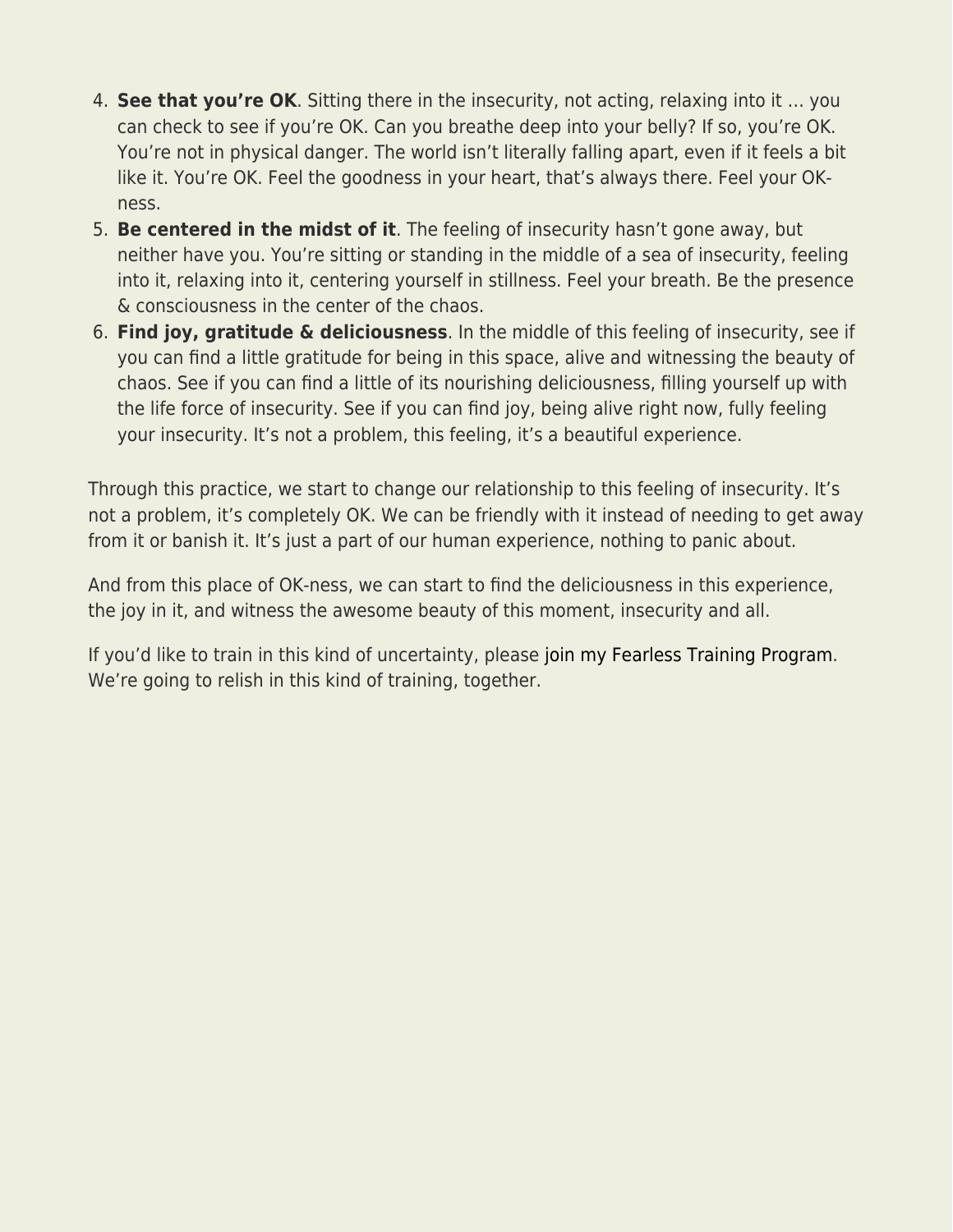4. **See that you're OK**. Sitting there in the insecurity, not acting, relaxing into it … you can check to see if you're OK. Can you breathe deep into your belly? If so, you're OK. You're not in physical danger. The world isn't literally falling apart, even if it feels a bit like it. You're OK. Feel the goodness in your heart, that's always there. Feel your OK-ness.
5. **Be centered in the midst of it**. The feeling of insecurity hasn't gone away, but neither have you. You're sitting or standing in the middle of a sea of insecurity, feeling into it, relaxing into it, centering yourself in stillness. Feel your breath. Be the presence & consciousness in the center of the chaos.
6. **Find joy, gratitude & deliciousness**. In the middle of this feeling of insecurity, see if you can find a little gratitude for being in this space, alive and witnessing the beauty of chaos. See if you can find a little of its nourishing deliciousness, filling yourself up with the life force of insecurity. See if you can find joy, being alive right now, fully feeling your insecurity. It's not a problem, this feeling, it's a beautiful experience.

Through this practice, we start to change our relationship to this feeling of insecurity. It's not a problem, it's completely OK. We can be friendly with it instead of needing to get away from it or banish it. It's just a part of our human experience, nothing to panic about.

And from this place of OK-ness, we can start to find the deliciousness in this experience, the joy in it, and witness the awesome beauty of this moment, insecurity and all.

If you'd like to train in this kind of uncertainty, please join my Fearless Training Program. We're going to relish in this kind of training, together.